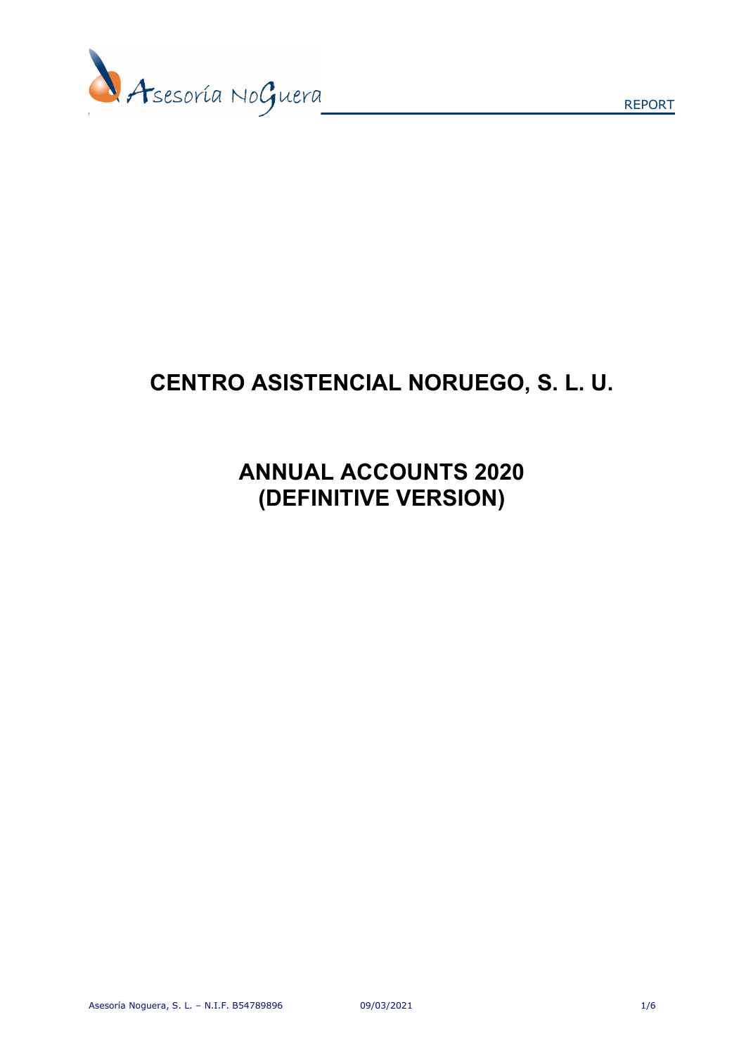# CENTRO ASISTENCIAL NORUEGO, S. L. U.

## ANNUAL ACCOUNTS 2020 (DEFINITIVE VERSION)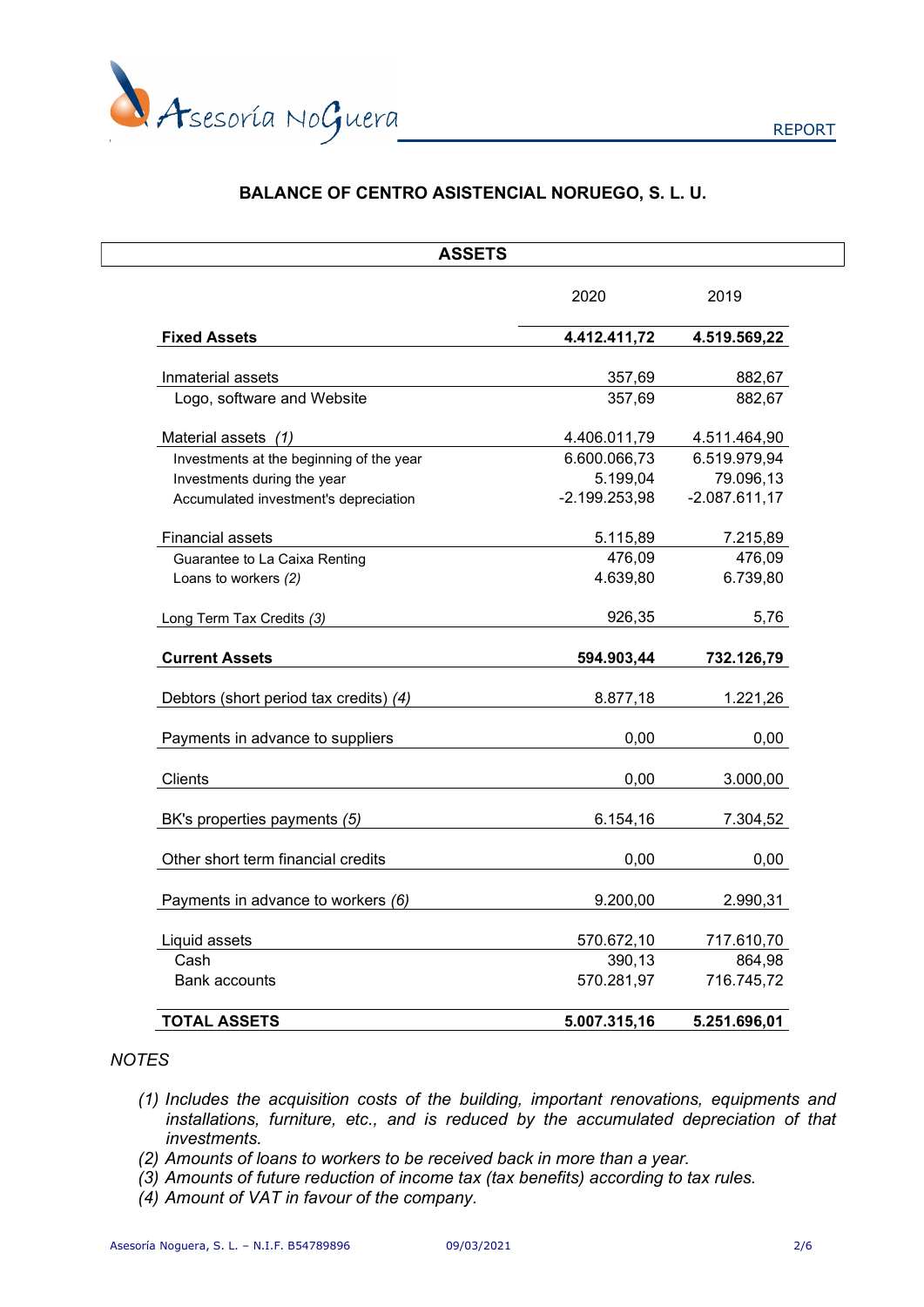## BALANCE OF CENTRO ASISTENCIAL NORUEGO, S. L. U.

| ASSETS | 2020 | 2019 |
|---|---|---|
| **Fixed Assets** | **4.412.411,72** | **4.519.569,22** |
| Inmaterial assets | 357,69 | 882,67 |
| Logo, software and Website | 357,69 | 882,67 |
| Material assets *(1)* | 4.406.011,79 | 4.511.464,90 |
| Investments at the beginning of the year | 6.600.066,73 | 6.519.979,94 |
| Investments during the year | 5.199,04 | 79.096,13 |
| Accumulated investment's depreciation | -2.199.253,98 | -2.087.611,17 |
| Financial assets | 5.115,89 | 7.215,89 |
| Guarantee to La Caixa Renting | 476,09 | 476,09 |
| Loans to workers *(2)* | 4.639,80 | 6.739,80 |
| Long Term Tax Credits *(3)* | 926,35 | 5,76 |
| **Current Assets** | **594.903,44** | **732.126,79** |
| Debtors (short period tax credits) *(4)* | 8.877,18 | 1.221,26 |
| Payments in advance to suppliers | 0,00 | 0,00 |
| Clients | 0,00 | 3.000,00 |
| BK's properties payments *(5)* | 6.154,16 | 7.304,52 |
| Other short term financial credits | 0,00 | 0,00 |
| Payments in advance to workers *(6)* | 9.200,00 | 2.990,31 |
| Liquid assets | 570.672,10 | 717.610,70 |
| Cash | 390,13 | 864,98 |
| Bank accounts | 570.281,97 | 716.745,72 |
| **TOTAL ASSETS** | **5.007.315,16** | **5.251.696,01** |

*NOTES*

- *(1) Includes the acquisition costs of the building, important renovations, equipments and installations, furniture, etc., and is reduced by the accumulated depreciation of that investments.*
- *(2) Amounts of loans to workers to be received back in more than a year.*
- *(3) Amounts of future reduction of income tax (tax benefits) according to tax rules.*
- *(4) Amount of VAT in favour of the company.*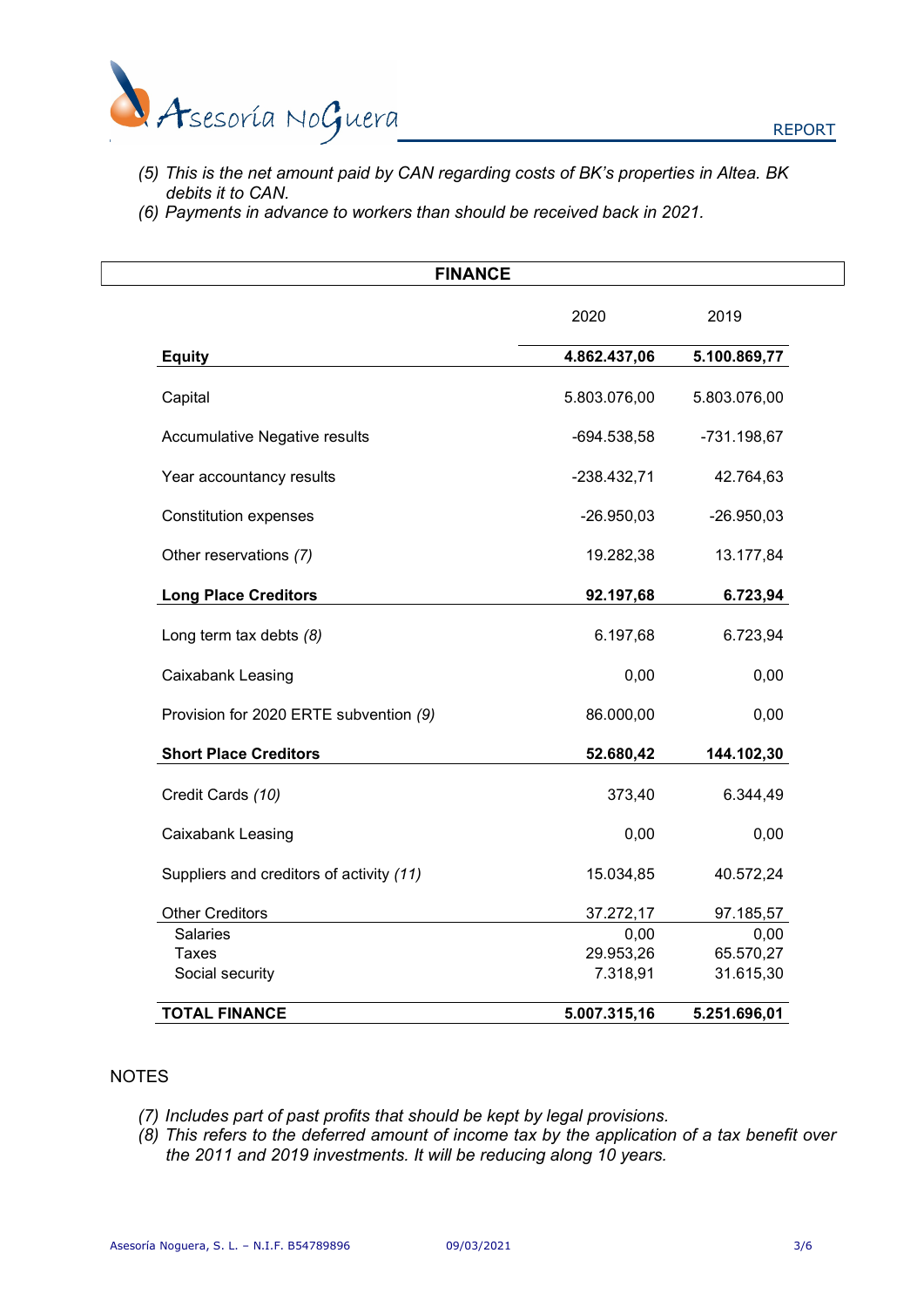*(5) This is the net amount paid by CAN regarding costs of BK's properties in Altea. BK debits it to CAN.*
*(6) Payments in advance to workers than should be received back in 2021.*

## FINANCE

| | 2020 | 2019 |
|---|---|---|
| **Equity** | **4.862.437,06** | **5.100.869,77** |
| Capital | 5.803.076,00 | 5.803.076,00 |
| Accumulative Negative results | -694.538,58 | -731.198,67 |
| Year accountancy results | -238.432,71 | 42.764,63 |
| Constitution expenses | -26.950,03 | -26.950,03 |
| Other reservations *(7)* | 19.282,38 | 13.177,84 |
| **Long Place Creditors** | **92.197,68** | **6.723,94** |
| Long term tax debts *(8)* | 6.197,68 | 6.723,94 |
| Caixabank Leasing | 0,00 | 0,00 |
| Provision for 2020 ERTE subvention *(9)* | 86.000,00 | 0,00 |
| **Short Place Creditors** | **52.680,42** | **144.102,30** |
| Credit Cards *(10)* | 373,40 | 6.344,49 |
| Caixabank Leasing | 0,00 | 0,00 |
| Suppliers and creditors of activity *(11)* | 15.034,85 | 40.572,24 |
| Other Creditors | 37.272,17 | 97.185,57 |
| Salaries | 0,00 | 0,00 |
| Taxes | 29.953,26 | 65.570,27 |
| Social security | 7.318,91 | 31.615,30 |
| **TOTAL FINANCE** | **5.007.315,16** | **5.251.696,01** |

NOTES

*(7) Includes part of past profits that should be kept by legal provisions.*
*(8) This refers to the deferred amount of income tax by the application of a tax benefit over the 2011 and 2019 investments. It will be reducing along 10 years.*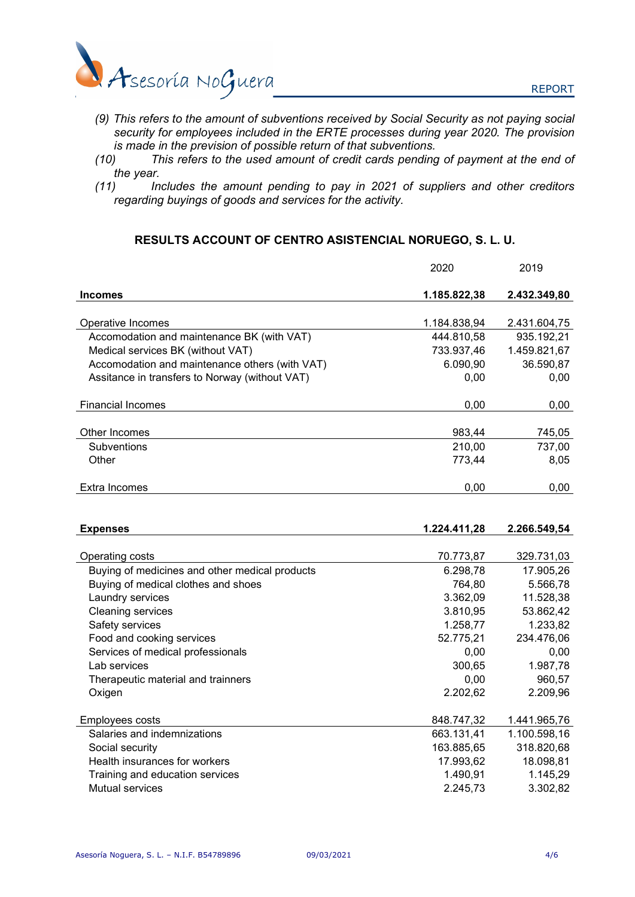*(9) This refers to the amount of subventions received by Social Security as not paying social security for employees included in the ERTE processes during year 2020. The provision is made in the prevision of possible return of that subventions.*

*(10) This refers to the used amount of credit cards pending of payment at the end of the year.*

*(11) Includes the amount pending to pay in 2021 of suppliers and other creditors regarding buyings of goods and services for the activity.*

## RESULTS ACCOUNT OF CENTRO ASISTENCIAL NORUEGO, S. L. U.

| | 2020 | 2019 |
|---|---|---|
| **Incomes** | **1.185.822,38** | **2.432.349,80** |
| | | |
| Operative Incomes | 1.184.838,94 | 2.431.604,75 |
| Accomodation and maintenance BK (with VAT) | 444.810,58 | 935.192,21 |
| Medical services BK (without VAT) | 733.937,46 | 1.459.821,67 |
| Accomodation and maintenance others (with VAT) | 6.090,90 | 36.590,87 |
| Assitance in transfers to Norway (without VAT) | 0,00 | 0,00 |
| | | |
| Financial Incomes | 0,00 | 0,00 |
| | | |
| Other Incomes | 983,44 | 745,05 |
| Subventions | 210,00 | 737,00 |
| Other | 773,44 | 8,05 |
| | | |
| Extra Incomes | 0,00 | 0,00 |
| | | |
| **Expenses** | **1.224.411,28** | **2.266.549,54** |
| | | |
| Operating costs | 70.773,87 | 329.731,03 |
| Buying of medicines and other medical products | 6.298,78 | 17.905,26 |
| Buying of medical clothes and shoes | 764,80 | 5.566,78 |
| Laundry services | 3.362,09 | 11.528,38 |
| Cleaning services | 3.810,95 | 53.862,42 |
| Safety services | 1.258,77 | 1.233,82 |
| Food and cooking services | 52.775,21 | 234.476,06 |
| Services of medical professionals | 0,00 | 0,00 |
| Lab services | 300,65 | 1.987,78 |
| Therapeutic material and trainners | 0,00 | 960,57 |
| Oxigen | 2.202,62 | 2.209,96 |
| | | |
| Employees costs | 848.747,32 | 1.441.965,76 |
| Salaries and indemnizations | 663.131,41 | 1.100.598,16 |
| Social security | 163.885,65 | 318.820,68 |
| Health insurances for workers | 17.993,62 | 18.098,81 |
| Training and education services | 1.490,91 | 1.145,29 |
| Mutual services | 2.245,73 | 3.302,82 |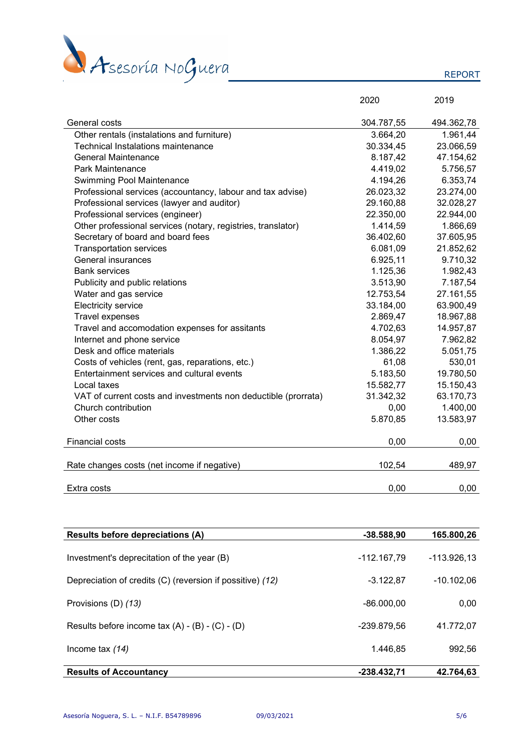| | 2020 | 2019 |
|---|---|---|
| General costs | 304.787,55 | 494.362,78 |
| Other rentals (instalations and furniture) | 3.664,20 | 1.961,44 |
| Technical Instalations maintenance | 30.334,45 | 23.066,59 |
| General Maintenance | 8.187,42 | 47.154,62 |
| Park Maintenance | 4.419,02 | 5.756,57 |
| Swimming Pool Maintenance | 4.194,26 | 6.353,74 |
| Professional services (accountancy, labour and tax advise) | 26.023,32 | 23.274,00 |
| Professional services (lawyer and auditor) | 29.160,88 | 32.028,27 |
| Professional services (engineer) | 22.350,00 | 22.944,00 |
| Other professional services (notary, registries, translator) | 1.414,59 | 1.866,69 |
| Secretary of board and board fees | 36.402,60 | 37.605,95 |
| Transportation services | 6.081,09 | 21.852,62 |
| General insurances | 6.925,11 | 9.710,32 |
| Bank services | 1.125,36 | 1.982,43 |
| Publicity and public relations | 3.513,90 | 7.187,54 |
| Water and gas service | 12.753,54 | 27.161,55 |
| Electricity service | 33.184,00 | 63.900,49 |
| Travel expenses | 2.869,47 | 18.967,88 |
| Travel and accomodation expenses for assitants | 4.702,63 | 14.957,87 |
| Internet and phone service | 8.054,97 | 7.962,82 |
| Desk and office materials | 1.386,22 | 5.051,75 |
| Costs of vehicles (rent, gas, reparations, etc.) | 61,08 | 530,01 |
| Entertainment services and cultural events | 5.183,50 | 19.780,50 |
| Local taxes | 15.582,77 | 15.150,43 |
| VAT of current costs and investments non deductible (prorrata) | 31.342,32 | 63.170,73 |
| Church contribution | 0,00 | 1.400,00 |
| Other costs | 5.870,85 | 13.583,97 |
| Financial costs | 0,00 | 0,00 |
| Rate changes costs (net income if negative) | 102,54 | 489,97 |
| Extra costs | 0,00 | 0,00 |

| | | |
|---|---|---|
| **Results before depreciations (A)** | **-38.588,90** | **165.800,26** |
| Investment's deprecitation of the year (B) | -112.167,79 | -113.926,13 |
| Depreciation of credits (C) (reversion if possitive) *(12)* | -3.122,87 | -10.102,06 |
| Provisions (D) *(13)* | -86.000,00 | 0,00 |
| Results before income tax (A) - (B) - (C) - (D) | -239.879,56 | 41.772,07 |
| Income tax *(14)* | 1.446,85 | 992,56 |
| **Results of Accountancy** | **-238.432,71** | **42.764,63** |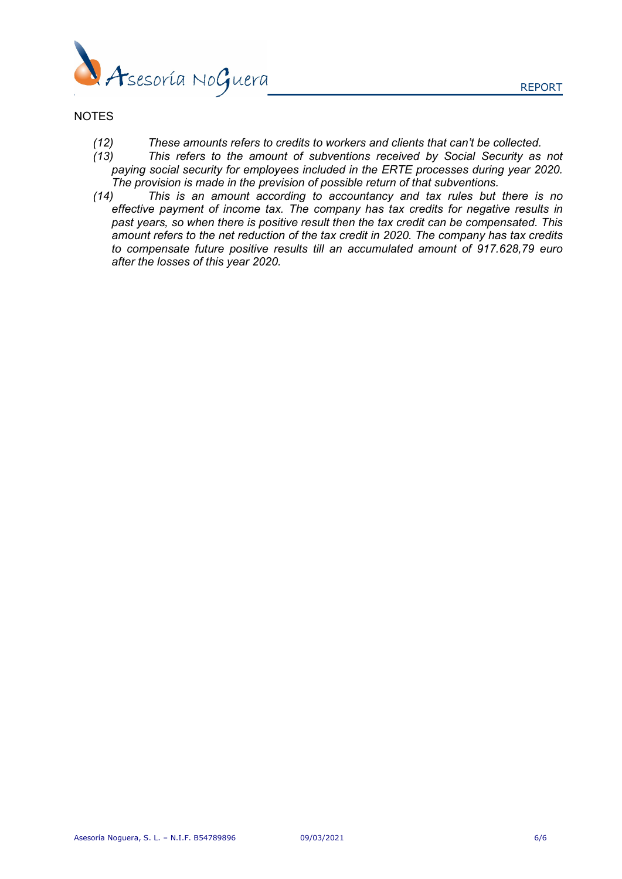NOTES

*(12) These amounts refers to credits to workers and clients that can't be collected.*

*(13) This refers to the amount of subventions received by Social Security as not paying social security for employees included in the ERTE processes during year 2020. The provision is made in the prevision of possible return of that subventions.*

*(14) This is an amount according to accountancy and tax rules but there is no effective payment of income tax. The company has tax credits for negative results in past years, so when there is positive result then the tax credit can be compensated. This amount refers to the net reduction of the tax credit in 2020. The company has tax credits to compensate future positive results till an accumulated amount of 917.628,79 euro after the losses of this year 2020.*